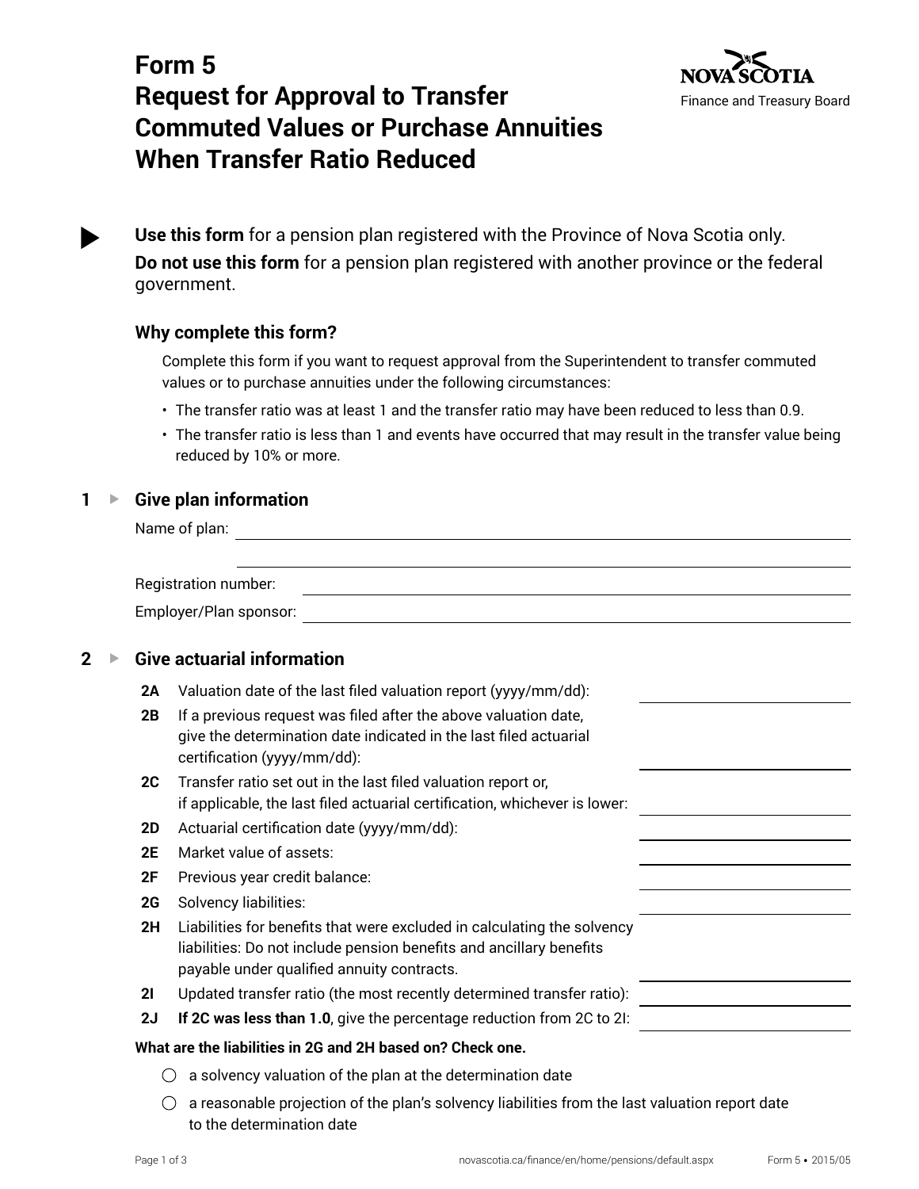# Form 5
# Request for Approval to Transfer Commuted Values or Purchase Annuities When Transfer Ratio Reduced

Nova Scotia
Finance and Treasury Board

**Use this form** for a pension plan registered with the Province of Nova Scotia only.

**Do not use this form** for a pension plan registered with another province or the federal government.

### Why complete this form?

Complete this form if you want to request approval from the Superintendent to transfer commuted values or to purchase annuities under the following circumstances:

- The transfer ratio was at least 1 and the transfer ratio may have been reduced to less than 0.9.
- The transfer ratio is less than 1 and events have occurred that may result in the transfer value being reduced by 10% or more.

## 1 ▸ Give plan information

Name of plan: ______________________________

______________________________

Registration number: ______________________________

Employer/Plan sponsor: ______________________________

## 2 ▸ Give actuarial information

**2A** Valuation date of the last filed valuation report (yyyy/mm/dd): ______________

**2B** If a previous request was filed after the above valuation date, give the determination date indicated in the last filed actuarial certification (yyyy/mm/dd): ______________

**2C** Transfer ratio set out in the last filed valuation report or, if applicable, the last filed actuarial certification, whichever is lower: ______________

**2D** Actuarial certification date (yyyy/mm/dd): ______________

**2E** Market value of assets: ______________

**2F** Previous year credit balance: ______________

**2G** Solvency liabilities: ______________

**2H** Liabilities for benefits that were excluded in calculating the solvency liabilities: Do not include pension benefits and ancillary benefits payable under qualified annuity contracts. ______________

**2I** Updated transfer ratio (the most recently determined transfer ratio): ______________

**2J** **If 2C was less than 1.0**, give the percentage reduction from 2C to 2I: ______________

**What are the liabilities in 2G and 2H based on? Check one.**

- ○ a solvency valuation of the plan at the determination date
- ○ a reasonable projection of the plan's solvency liabilities from the last valuation report date to the determination date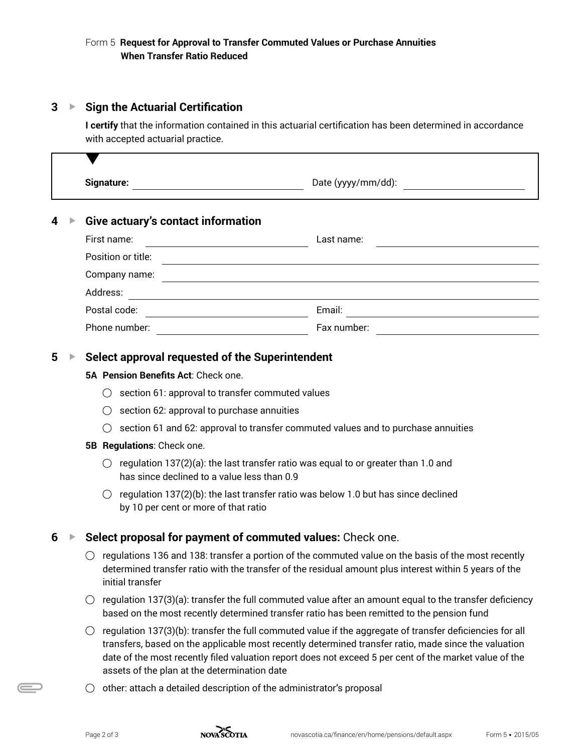Form 5 **Request for Approval to Transfer Commuted Values or Purchase Annuities When Transfer Ratio Reduced**

## 3 ▸ Sign the Actuarial Certification

**I certify** that the information contained in this actuarial certification has been determined in accordance with accepted actuarial practice.

**Signature:** ______________________ Date (yyyy/mm/dd): ______________________

## 4 ▸ Give actuary's contact information

First name: ______________________ Last name: ______________________

Position or title: ______________________

Company name: ______________________

Address: ______________________

Postal code: ______________________ Email: ______________________

Phone number: ______________________ Fax number: ______________________

## 5 ▸ Select approval requested of the Superintendent

**5A Pension Benefits Act**: Check one.

- ◯ section 61: approval to transfer commuted values
- ◯ section 62: approval to purchase annuities
- ◯ section 61 and 62: approval to transfer commuted values and to purchase annuities

**5B Regulations**: Check one.

- ◯ regulation 137(2)(a): the last transfer ratio was equal to or greater than 1.0 and has since declined to a value less than 0.9
- ◯ regulation 137(2)(b): the last transfer ratio was below 1.0 but has since declined by 10 per cent or more of that ratio

## 6 ▸ Select proposal for payment of commuted values: Check one.

- ◯ regulations 136 and 138: transfer a portion of the commuted value on the basis of the most recently determined transfer ratio with the transfer of the residual amount plus interest within 5 years of the initial transfer
- ◯ regulation 137(3)(a): transfer the full commuted value after an amount equal to the transfer deficiency based on the most recently determined transfer ratio has been remitted to the pension fund
- ◯ regulation 137(3)(b): transfer the full commuted value if the aggregate of transfer deficiencies for all transfers, based on the applicable most recently determined transfer ratio, made since the valuation date of the most recently filed valuation report does not exceed 5 per cent of the market value of the assets of the plan at the determination date
- ◯ other: attach a detailed description of the administrator's proposal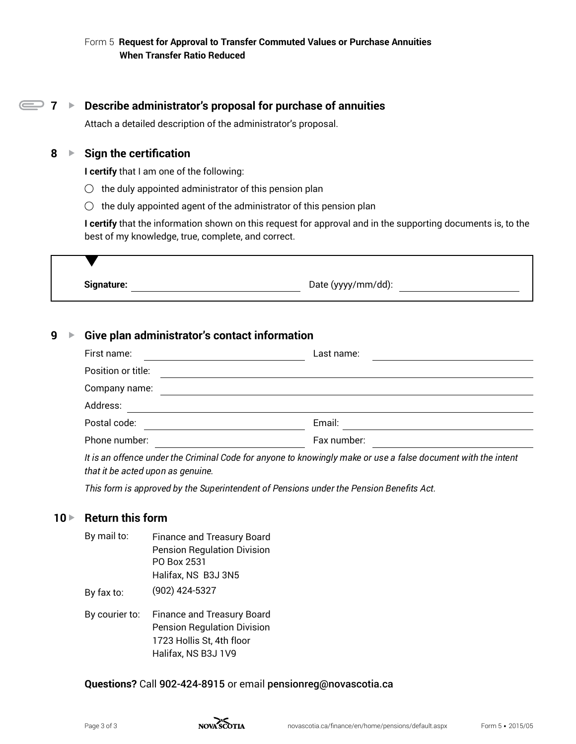Form 5 **Request for Approval to Transfer Commuted Values or Purchase Annuities When Transfer Ratio Reduced**

## 7 ▸ Describe administrator's proposal for purchase of annuities

Attach a detailed description of the administrator's proposal.

## 8 ▸ Sign the certification

**I certify** that I am one of the following:

- ○ the duly appointed administrator of this pension plan
- ○ the duly appointed agent of the administrator of this pension plan

**I certify** that the information shown on this request for approval and in the supporting documents is, to the best of my knowledge, true, complete, and correct.

**Signature:** ______________________ Date (yyyy/mm/dd): ______________________

## 9 ▸ Give plan administrator's contact information

First name: ______________________ Last name: ______________________

Position or title: ______________________

Company name: ______________________

Address: ______________________

Postal code: ______________________ Email: ______________________

Phone number: ______________________ Fax number: ______________________

*It is an offence under the Criminal Code for anyone to knowingly make or use a false document with the intent that it be acted upon as genuine.*

*This form is approved by the Superintendent of Pensions under the Pension Benefits Act.*

## 10 ▸ Return this form

By mail to:
Finance and Treasury Board
Pension Regulation Division
PO Box 2531
Halifax, NS B3J 3N5

By fax to:
(902) 424-5327

By courier to:
Finance and Treasury Board
Pension Regulation Division
1723 Hollis St, 4th floor
Halifax, NS B3J 1V9

**Questions?** Call 902-424-8915 or email pensionreg@novascotia.ca